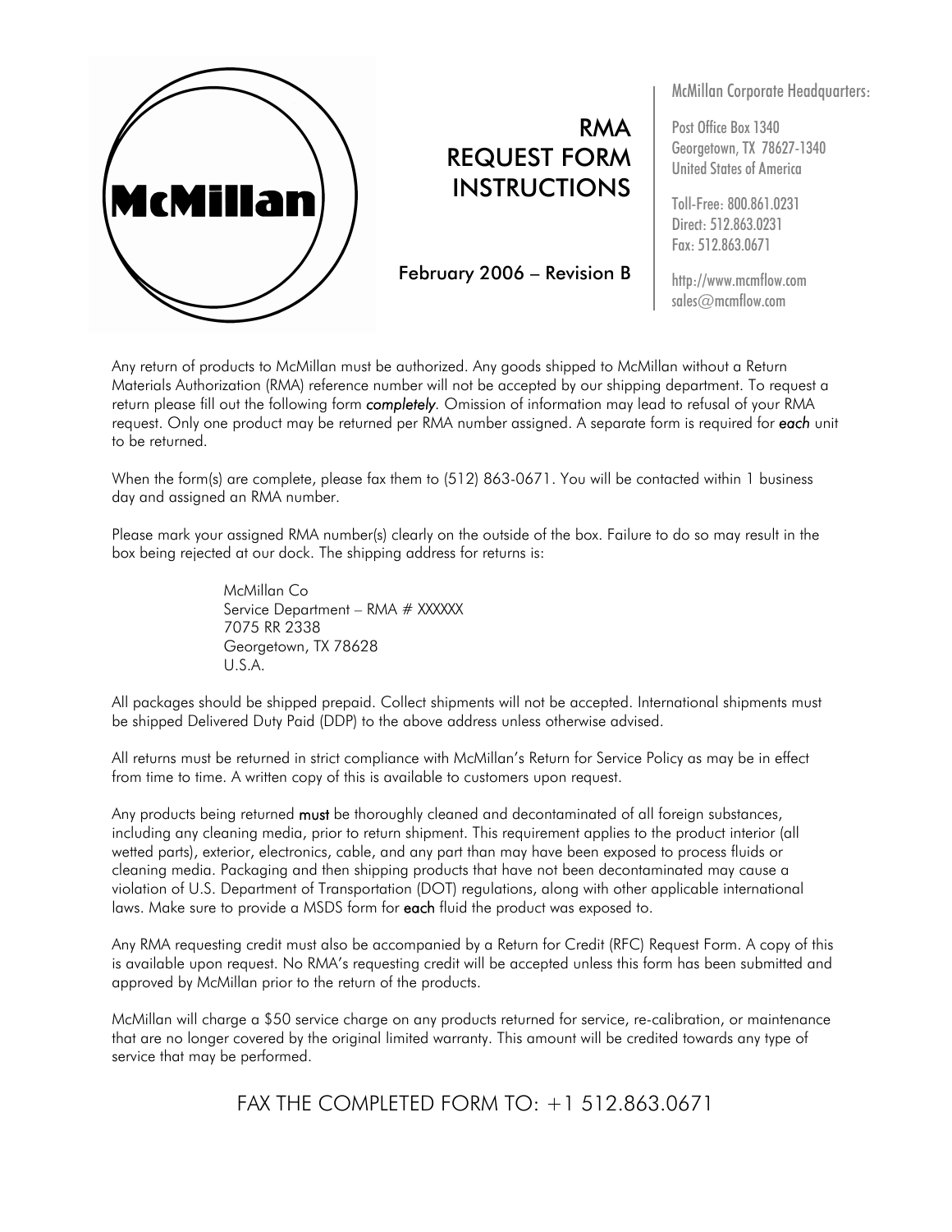McMillan

# RMA REQUEST FORM INSTRUCTIONS

February 2006 – Revision B

McMillan Corporate Headquarters:

Post Office Box 1340
Georgetown, TX 78627-1340
United States of America

Toll-Free: 800.861.0231
Direct: 512.863.0231
Fax: 512.863.0671

http://www.mcmflow.com
sales@mcmflow.com

Any return of products to McMillan must be authorized. Any goods shipped to McMillan without a Return Materials Authorization (RMA) reference number will not be accepted by our shipping department. To request a return please fill out the following form ***completely***. Omission of information may lead to refusal of your RMA request. Only one product may be returned per RMA number assigned. A separate form is required for ***each*** unit to be returned.

When the form(s) are complete, please fax them to (512) 863-0671. You will be contacted within 1 business day and assigned an RMA number.

Please mark your assigned RMA number(s) clearly on the outside of the box. Failure to do so may result in the box being rejected at our dock. The shipping address for returns is:

> McMillan Co
> Service Department – RMA # XXXXXX
> 7075 RR 2338
> Georgetown, TX 78628
> U.S.A.

All packages should be shipped prepaid. Collect shipments will not be accepted. International shipments must be shipped Delivered Duty Paid (DDP) to the above address unless otherwise advised.

All returns must be returned in strict compliance with McMillan's Return for Service Policy as may be in effect from time to time. A written copy of this is available to customers upon request.

Any products being returned **must** be thoroughly cleaned and decontaminated of all foreign substances, including any cleaning media, prior to return shipment. This requirement applies to the product interior (all wetted parts), exterior, electronics, cable, and any part than may have been exposed to process fluids or cleaning media. Packaging and then shipping products that have not been decontaminated may cause a violation of U.S. Department of Transportation (DOT) regulations, along with other applicable international laws. Make sure to provide a MSDS form for **each** fluid the product was exposed to.

Any RMA requesting credit must also be accompanied by a Return for Credit (RFC) Request Form. A copy of this is available upon request. No RMA's requesting credit will be accepted unless this form has been submitted and approved by McMillan prior to the return of the products.

McMillan will charge a $50 service charge on any products returned for service, re-calibration, or maintenance that are no longer covered by the original limited warranty. This amount will be credited towards any type of service that may be performed.

FAX THE COMPLETED FORM TO: +1 512.863.0671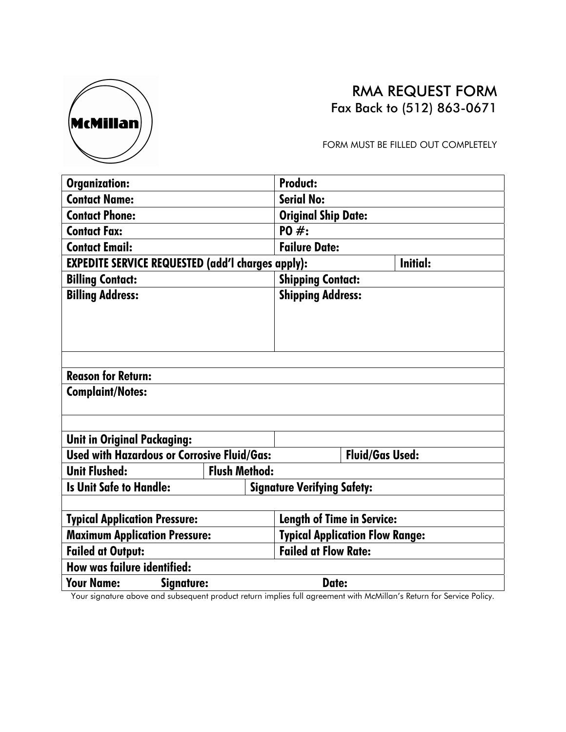McMillan

# RMA REQUEST FORM

Fax Back to (512) 863-0671

FORM MUST BE FILLED OUT COMPLETELY

| | |
|---|---|
| **Organization:** | **Product:** |
| **Contact Name:** | **Serial No:** |
| **Contact Phone:** | **Original Ship Date:** |
| **Contact Fax:** | **PO #:** |
| **Contact Email:** | **Failure Date:** |
| **EXPEDITE SERVICE REQUESTED (add'l charges apply):** | **Initial:** |
| **Billing Contact:** | **Shipping Contact:** |
| **Billing Address:** | **Shipping Address:** |

| |
|---|
| **Reason for Return:** |
| **Complaint/Notes:** |

| | |
|---|---|
| **Unit in Original Packaging:** | |
| **Used with Hazardous or Corrosive Fluid/Gas:** | **Fluid/Gas Used:** |
| **Unit Flushed:** | **Flush Method:** |
| **Is Unit Safe to Handle:** | **Signature Verifying Safety:** |

| | |
|---|---|
| **Typical Application Pressure:** | **Length of Time in Service:** |
| **Maximum Application Pressure:** | **Typical Application Flow Range:** |
| **Failed at Output:** | **Failed at Flow Rate:** |
| **How was failure identified:** | |

| | | |
|---|---|---|
| **Your Name:** | **Signature:** | **Date:** |

Your signature above and subsequent product return implies full agreement with McMillan's Return for Service Policy.